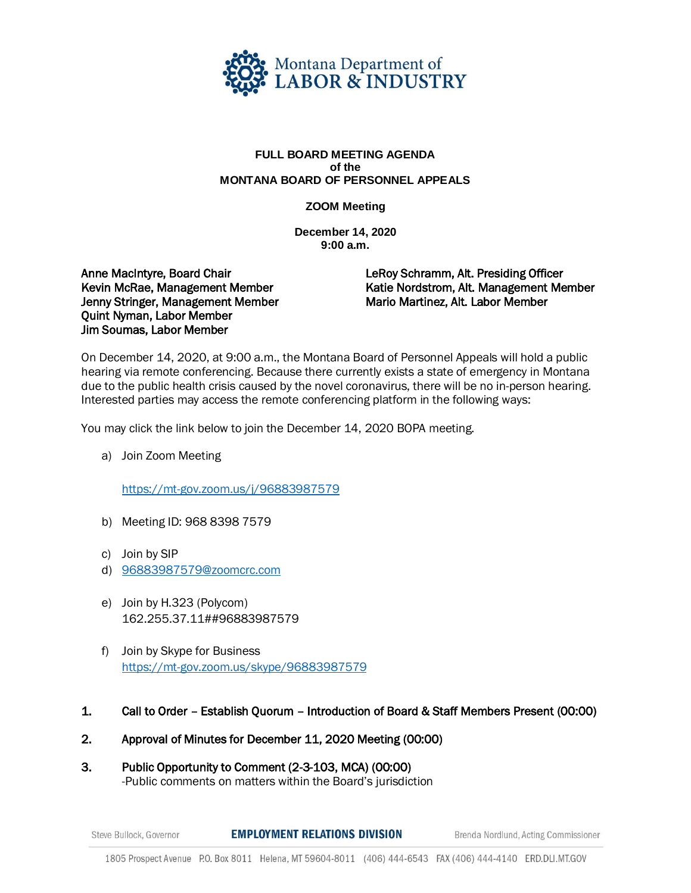Montana Department of LABOR & INDUSTRY

**FULL BOARD MEETING AGENDA**
**of the**
**MONTANA BOARD OF PERSONNEL APPEALS**

**ZOOM Meeting**

**December 14, 2020**
**9:00 a.m.**

Anne MacIntyre, Board Chair
Kevin McRae, Management Member
Jenny Stringer, Management Member
Quint Nyman, Labor Member
Jim Soumas, Labor Member

LeRoy Schramm, Alt. Presiding Officer
Katie Nordstrom, Alt. Management Member
Mario Martinez, Alt. Labor Member

On December 14, 2020, at 9:00 a.m., the Montana Board of Personnel Appeals will hold a public hearing via remote conferencing. Because there currently exists a state of emergency in Montana due to the public health crisis caused by the novel coronavirus, there will be no in-person hearing. Interested parties may access the remote conferencing platform in the following ways:

You may click the link below to join the December 14, 2020 BOPA meeting.

a) Join Zoom Meeting

   https://mt-gov.zoom.us/j/96883987579

b) Meeting ID: 968 8398 7579

c) Join by SIP
d) 96883987579@zoomcrc.com

e) Join by H.323 (Polycom)
   162.255.37.11##96883987579

f) Join by Skype for Business
   https://mt-gov.zoom.us/skype/96883987579

1. **Call to Order – Establish Quorum – Introduction of Board & Staff Members Present (00:00)**

2. **Approval of Minutes for December 11, 2020 Meeting (00:00)**

3. **Public Opportunity to Comment (2-3-103, MCA) (00:00)**
   -Public comments on matters within the Board's jurisdiction

Steve Bullock, Governor — EMPLOYMENT RELATIONS DIVISION — Brenda Nordlund, Acting Commissioner

1805 Prospect Avenue P.O. Box 8011 Helena, MT 59604-8011 (406) 444-6543 FAX (406) 444-4140 ERD.DLI.MT.GOV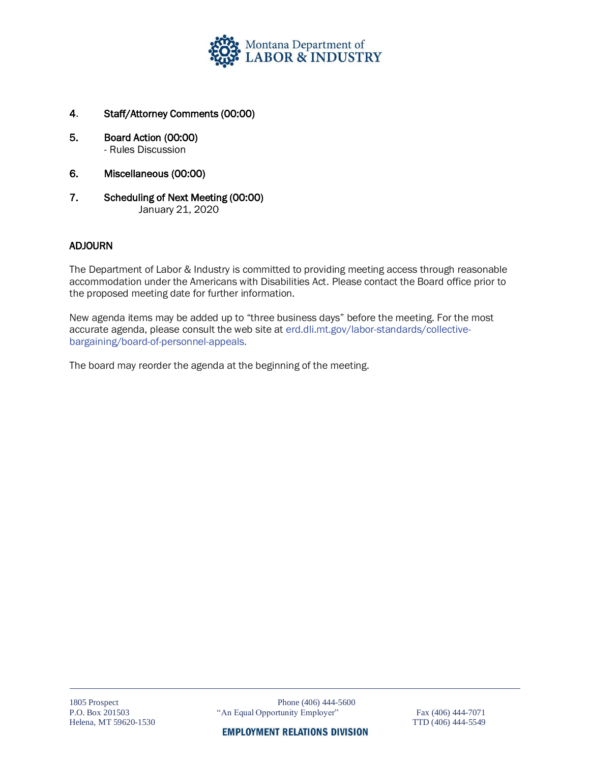4. **Staff/Attorney Comments (00:00)**

5. **Board Action (00:00)**
   - Rules Discussion

6. **Miscellaneous (00:00)**

7. **Scheduling of Next Meeting (00:00)**
   January 21, 2020

**ADJOURN**

The Department of Labor & Industry is committed to providing meeting access through reasonable accommodation under the Americans with Disabilities Act. Please contact the Board office prior to the proposed meeting date for further information.

New agenda items may be added up to "three business days" before the meeting. For the most accurate agenda, please consult the web site at erd.dli.mt.gov/labor-standards/collective-bargaining/board-of-personnel-appeals.

The board may reorder the agenda at the beginning of the meeting.